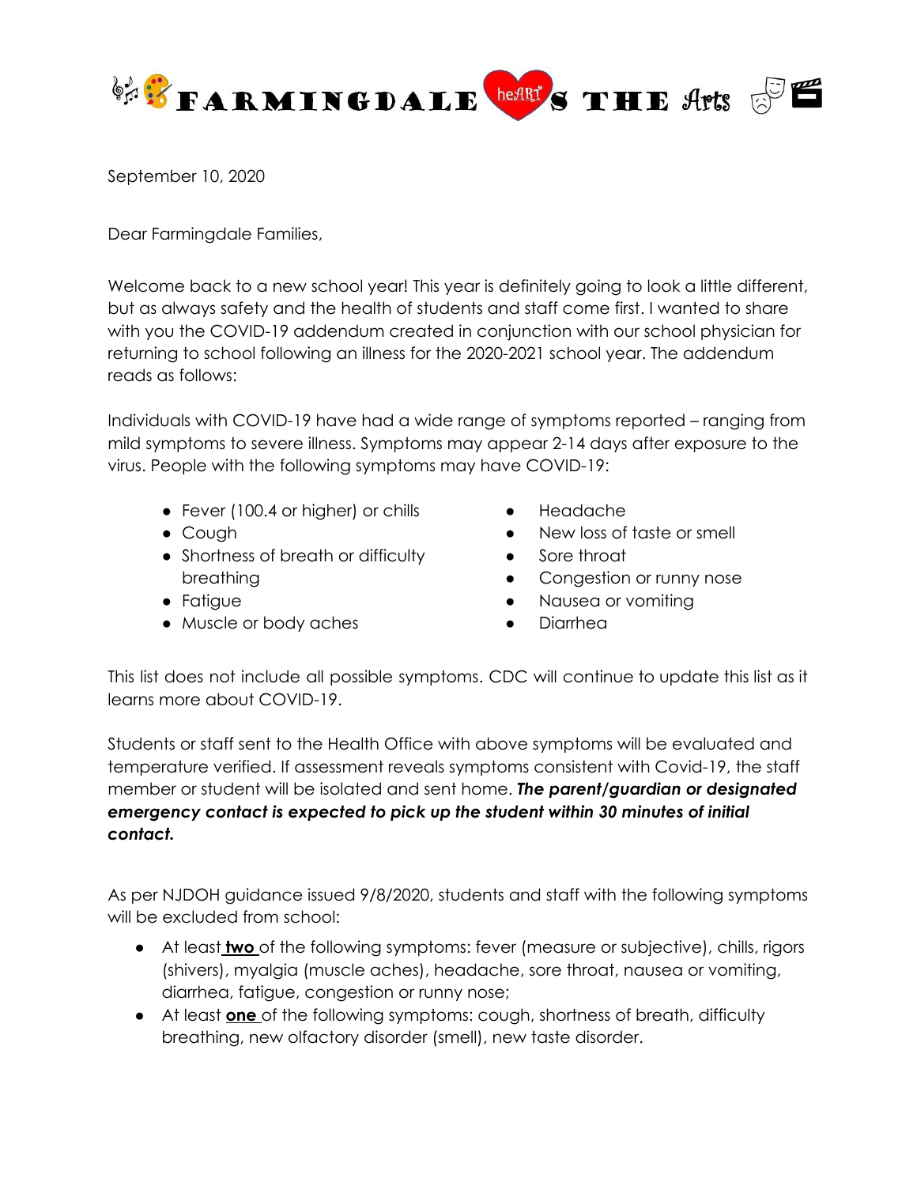# FARMINGDALE heART'S THE Arts

September 10, 2020

Dear Farmingdale Families,

Welcome back to a new school year! This year is definitely going to look a little different, but as always safety and the health of students and staff come first. I wanted to share with you the COVID-19 addendum created in conjunction with our school physician for returning to school following an illness for the 2020-2021 school year. The addendum reads as follows:

Individuals with COVID-19 have had a wide range of symptoms reported – ranging from mild symptoms to severe illness. Symptoms may appear 2-14 days after exposure to the virus. People with the following symptoms may have COVID-19:

- Fever (100.4 or higher) or chills
- Cough
- Shortness of breath or difficulty breathing
- Fatigue
- Muscle or body aches
- Headache
- New loss of taste or smell
- Sore throat
- Congestion or runny nose
- Nausea or vomiting
- Diarrhea

This list does not include all possible symptoms. CDC will continue to update this list as it learns more about COVID-19.

Students or staff sent to the Health Office with above symptoms will be evaluated and temperature verified. If assessment reveals symptoms consistent with Covid-19, the staff member or student will be isolated and sent home. ***The parent/guardian or designated emergency contact is expected to pick up the student within 30 minutes of initial contact.***

As per NJDOH guidance issued 9/8/2020, students and staff with the following symptoms will be excluded from school:

- At least **two** of the following symptoms: fever (measure or subjective), chills, rigors (shivers), myalgia (muscle aches), headache, sore throat, nausea or vomiting, diarrhea, fatigue, congestion or runny nose;
- At least **one** of the following symptoms: cough, shortness of breath, difficulty breathing, new olfactory disorder (smell), new taste disorder.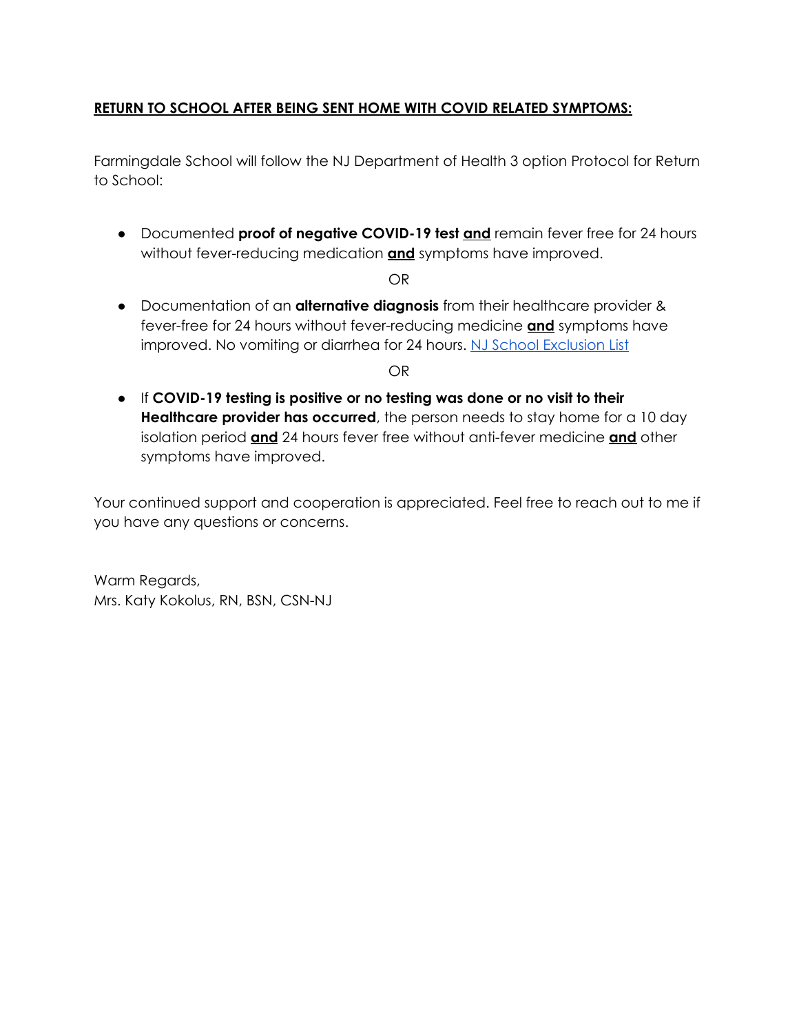**<u>RETURN TO SCHOOL AFTER BEING SENT HOME WITH COVID RELATED SYMPTOMS:</u>**

Farmingdale School will follow the NJ Department of Health 3 option Protocol for Return to School:

- Documented **proof of negative COVID-19 test <u>and</u>** remain fever free for 24 hours without fever-reducing medication **<u>and</u>** symptoms have improved.

OR

- Documentation of an **alternative diagnosis** from their healthcare provider & fever-free for 24 hours without fever-reducing medicine **<u>and</u>** symptoms have improved. No vomiting or diarrhea for 24 hours. [NJ School Exclusion List]

OR

- If **COVID-19 testing is positive or no testing was done or no visit to their Healthcare provider has occurred**, the person needs to stay home for a 10 day isolation period **<u>and</u>** 24 hours fever free without anti-fever medicine **<u>and</u>** other symptoms have improved.

Your continued support and cooperation is appreciated. Feel free to reach out to me if you have any questions or concerns.

Warm Regards,
Mrs. Katy Kokolus, RN, BSN, CSN-NJ